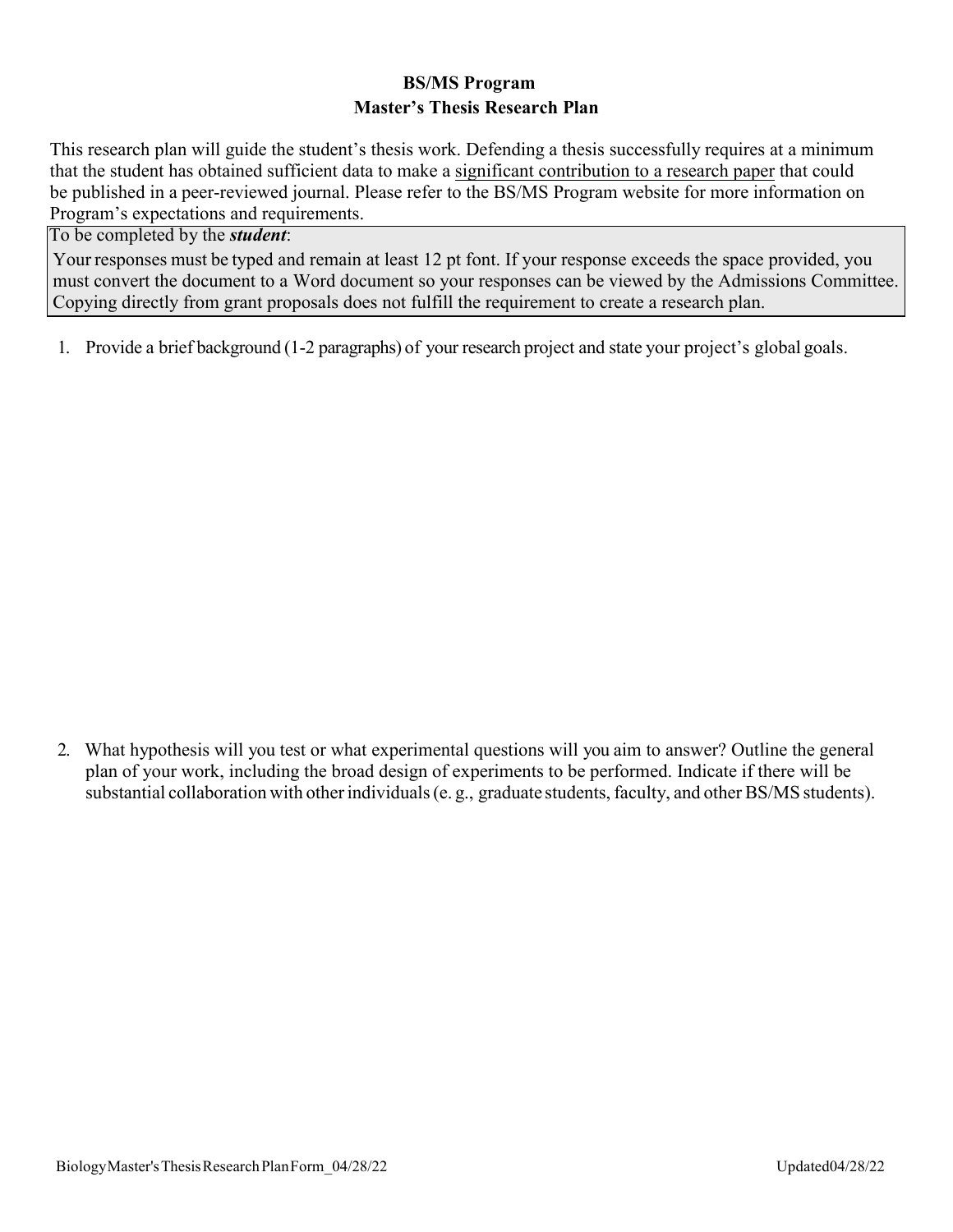# BS/MS Program
## Master's Thesis Research Plan

This research plan will guide the student's thesis work. Defending a thesis successfully requires at a minimum that the student has obtained sufficient data to make a significant contribution to a research paper that could be published in a peer-reviewed journal. Please refer to the BS/MS Program website for more information on Program's expectations and requirements.

To be completed by the ***student***:

Your responses must be typed and remain at least 12 pt font. If your response exceeds the space provided, you must convert the document to a Word document so your responses can be viewed by the Admissions Committee. Copying directly from grant proposals does not fulfill the requirement to create a research plan.

1. Provide a brief background (1-2 paragraphs) of your research project and state your project's global goals.

2. What hypothesis will you test or what experimental questions will you aim to answer? Outline the general plan of your work, including the broad design of experiments to be performed. Indicate if there will be substantial collaboration with other individuals (e. g., graduate students, faculty, and other BS/MS students).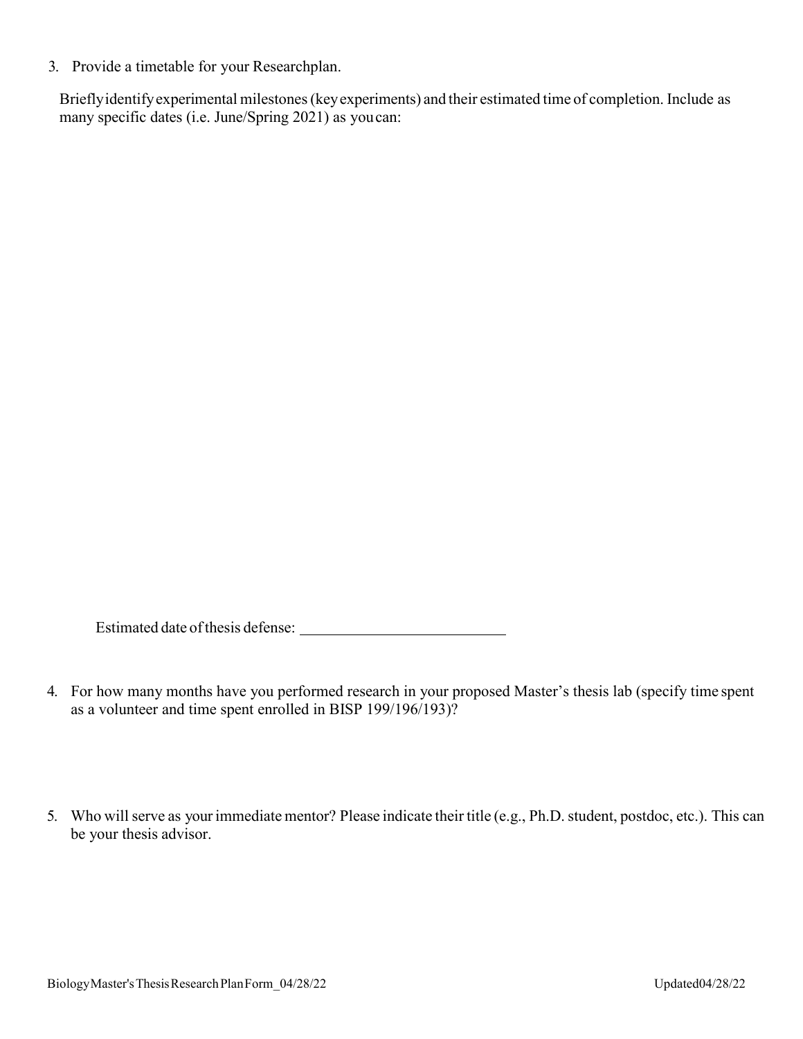3. Provide a timetable for your Researchplan.

   Brieflyidentifyexperimental milestones (keyexperiments) and their estimated time of completion. Include as many specific dates (i.e. June/Spring 2021) as youcan:

   Estimated date ofthesis defense: ___________________________

4. For how many months have you performed research in your proposed Master's thesis lab (specify time spent as a volunteer and time spent enrolled in BISP 199/196/193)?

5. Who will serve as your immediate mentor? Please indicate their title (e.g., Ph.D. student, postdoc, etc.). This can be your thesis advisor.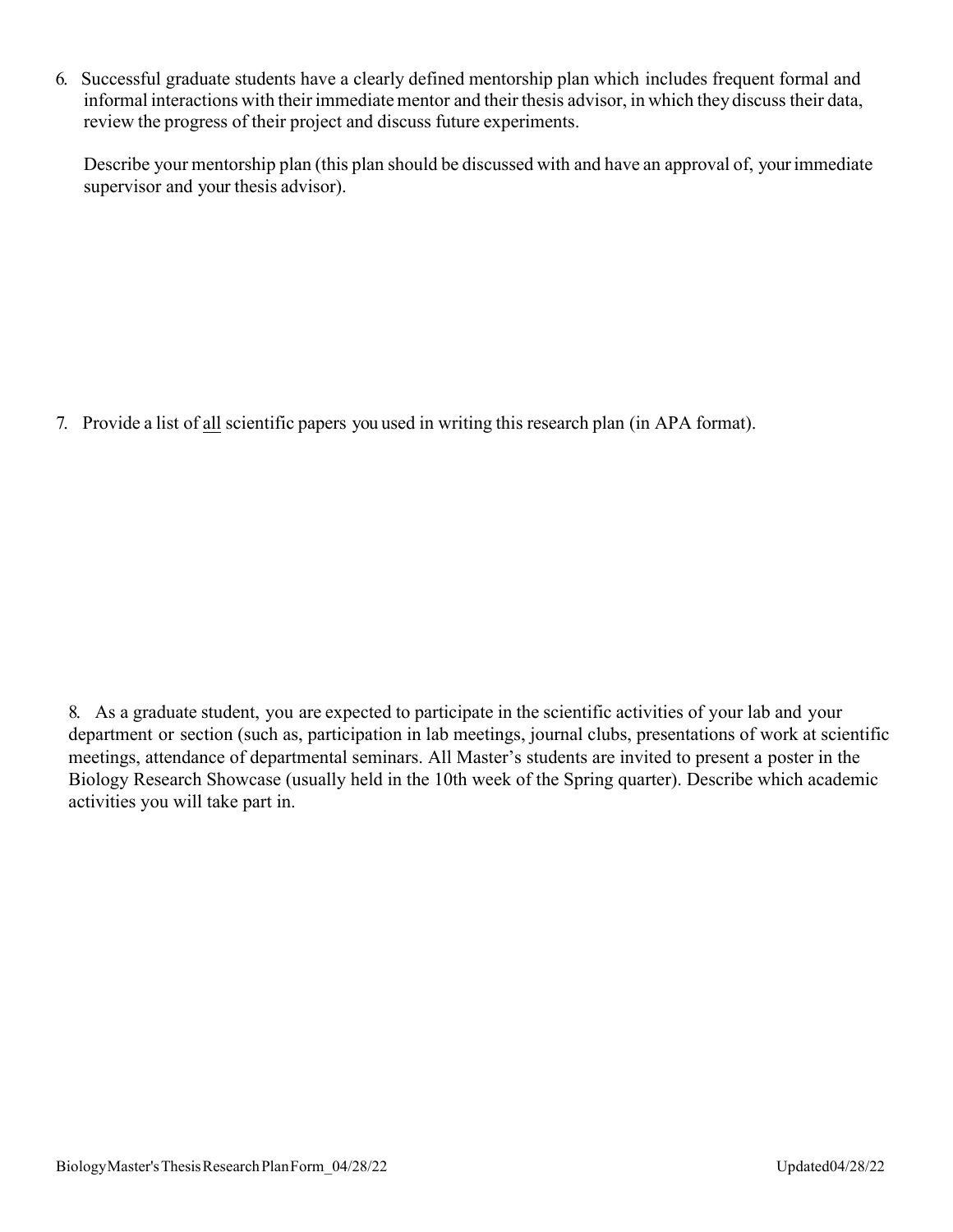6. Successful graduate students have a clearly defined mentorship plan which includes frequent formal and informal interactions with their immediate mentor and their thesis advisor, in which they discuss their data, review the progress of their project and discuss future experiments.

   Describe your mentorship plan (this plan should be discussed with and have an approval of, your immediate supervisor and your thesis advisor).

7. Provide a list of <u>all</u> scientific papers you used in writing this research plan (in APA format).

8. As a graduate student, you are expected to participate in the scientific activities of your lab and your department or section (such as, participation in lab meetings, journal clubs, presentations of work at scientific meetings, attendance of departmental seminars. All Master's students are invited to present a poster in the Biology Research Showcase (usually held in the 10th week of the Spring quarter). Describe which academic activities you will take part in.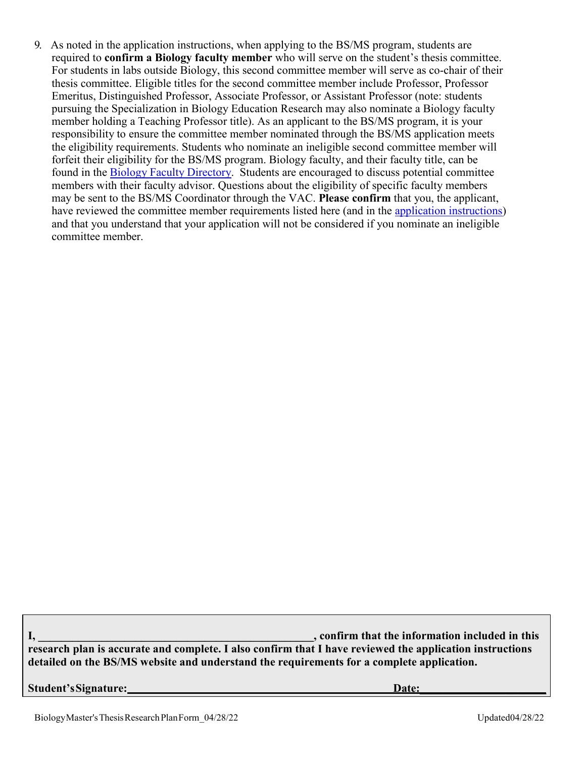9. As noted in the application instructions, when applying to the BS/MS program, students are required to **confirm a Biology faculty member** who will serve on the student's thesis committee. For students in labs outside Biology, this second committee member will serve as co-chair of their thesis committee. Eligible titles for the second committee member include Professor, Professor Emeritus, Distinguished Professor, Associate Professor, or Assistant Professor (note: students pursuing the Specialization in Biology Education Research may also nominate a Biology faculty member holding a Teaching Professor title). As an applicant to the BS/MS program, it is your responsibility to ensure the committee member nominated through the BS/MS application meets the eligibility requirements. Students who nominate an ineligible second committee member will forfeit their eligibility for the BS/MS program. Biology faculty, and their faculty title, can be found in the Biology Faculty Directory. Students are encouraged to discuss potential committee members with their faculty advisor. Questions about the eligibility of specific faculty members may be sent to the BS/MS Coordinator through the VAC. **Please confirm** that you, the applicant, have reviewed the committee member requirements listed here (and in the application instructions) and that you understand that your application will not be considered if you nominate an ineligible committee member.

**I, ________________________________________________, confirm that the information included in this research plan is accurate and complete. I also confirm that I have reviewed the application instructions detailed on the BS/MS website and understand the requirements for a complete application.**

**Student's Signature:_______________________________________________ Date:_____________________**

BiologyMaster's Thesis Research Plan Form_04/28/22 Updated04/28/22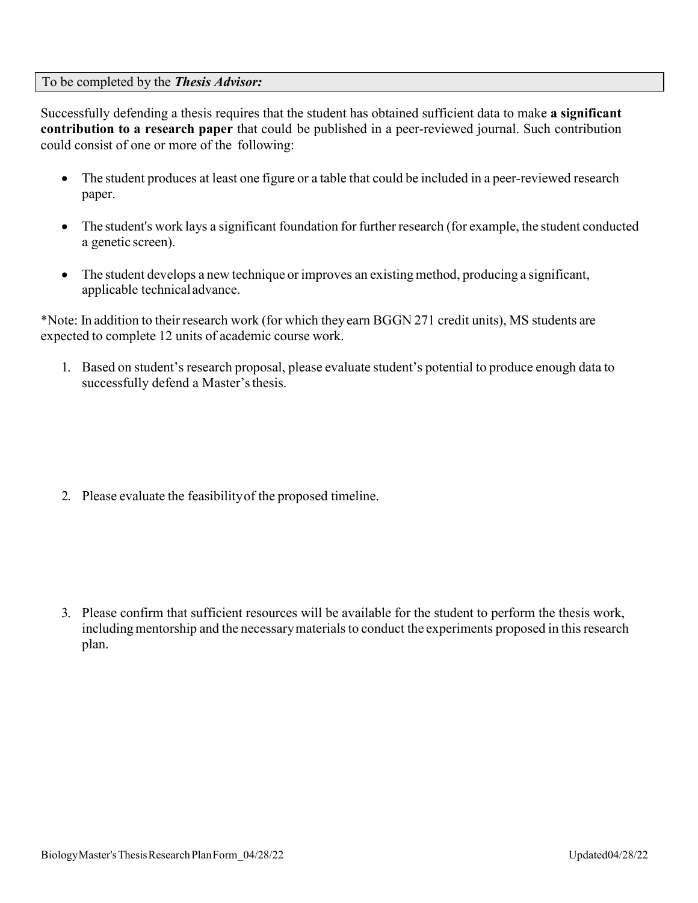To be completed by the ***Thesis Advisor:***

Successfully defending a thesis requires that the student has obtained sufficient data to make **a significant contribution to a research paper** that could be published in a peer-reviewed journal. Such contribution could consist of one or more of the following:

- The student produces at least one figure or a table that could be included in a peer-reviewed research paper.
- The student's work lays a significant foundation for further research (for example, the student conducted a genetic screen).
- The student develops a new technique or improves an existing method, producing a significant, applicable technical advance.

*Note: In addition to their research work (for which they earn BGGN 271 credit units), MS students are expected to complete 12 units of academic course work.

1. Based on student's research proposal, please evaluate student's potential to produce enough data to successfully defend a Master's thesis.

2. Please evaluate the feasibility of the proposed timeline.

3. Please confirm that sufficient resources will be available for the student to perform the thesis work, including mentorship and the necessary materials to conduct the experiments proposed in this research plan.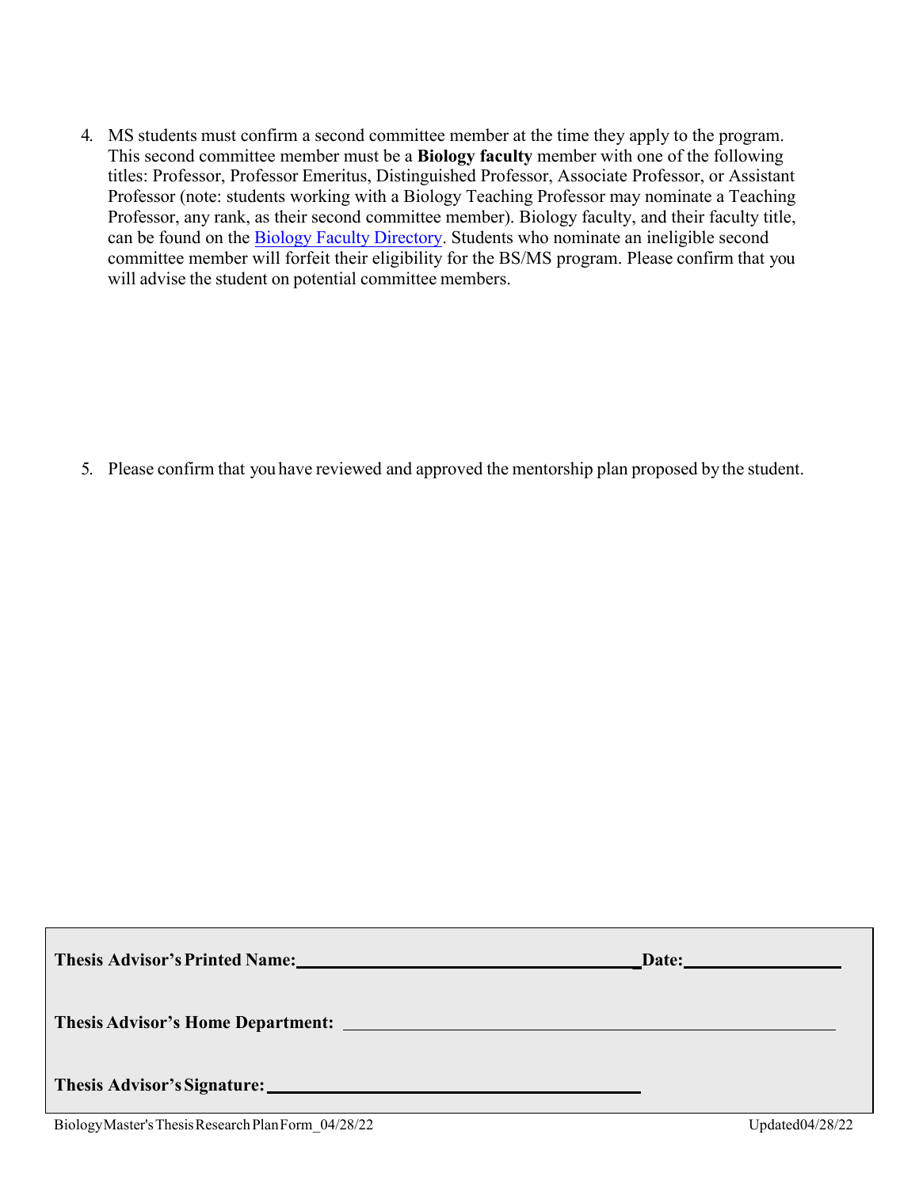4. MS students must confirm a second committee member at the time they apply to the program. This second committee member must be a **Biology faculty** member with one of the following titles: Professor, Professor Emeritus, Distinguished Professor, Associate Professor, or Assistant Professor (note: students working with a Biology Teaching Professor may nominate a Teaching Professor, any rank, as their second committee member). Biology faculty, and their faculty title, can be found on the [Biology Faculty Directory](). Students who nominate an ineligible second committee member will forfeit their eligibility for the BS/MS program. Please confirm that you will advise the student on potential committee members.

5. Please confirm that you have reviewed and approved the mentorship plan proposed by the student.

**Thesis Advisor's Printed Name:** ______________________________ **Date:** ______________

**Thesis Advisor's Home Department:** ______________________________

**Thesis Advisor's Signature:** ______________________________

BiologyMaster's Thesis Research Plan Form_04/28/22 Updated 04/28/22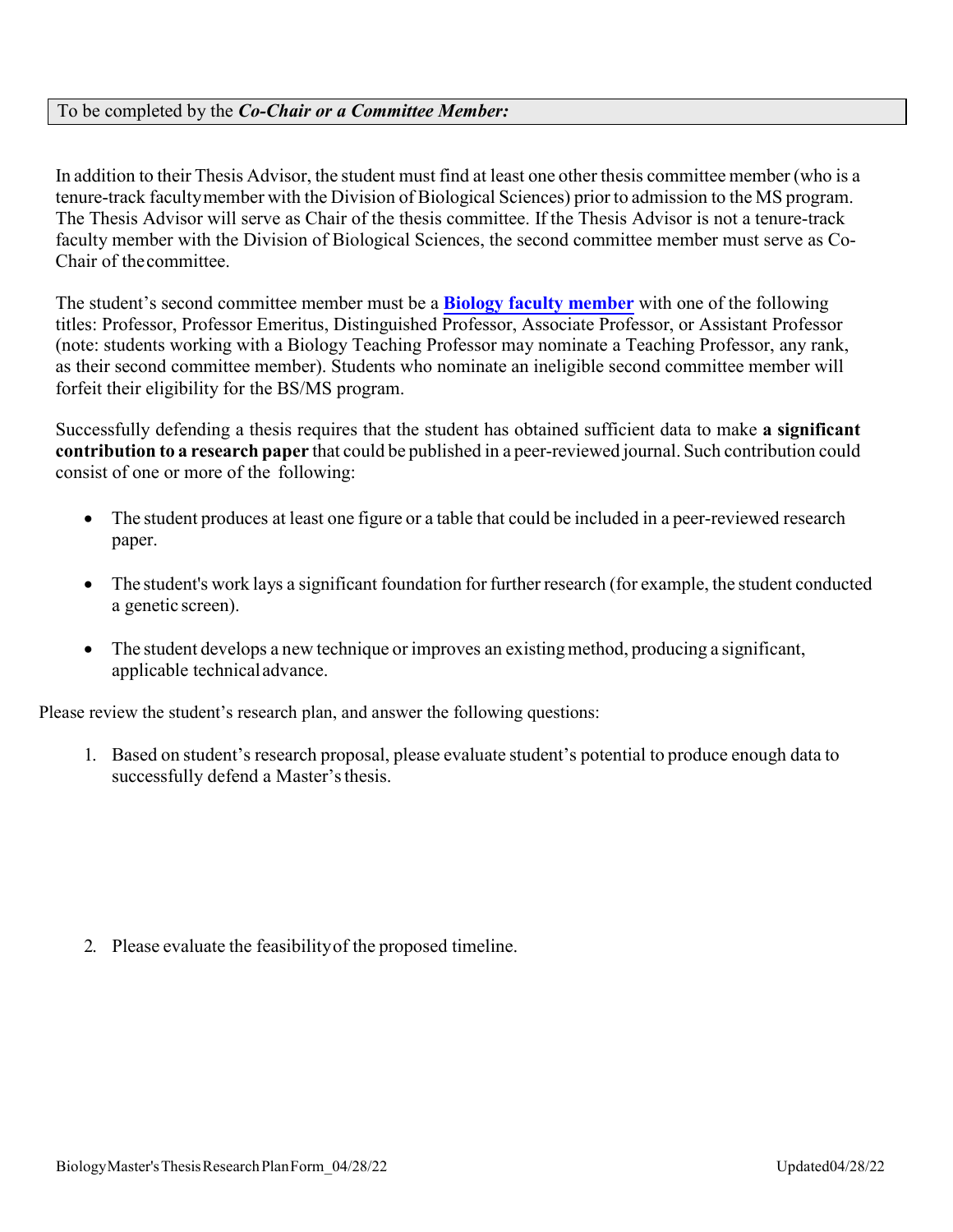To be completed by the ***Co-Chair or a Committee Member:***

In addition to their Thesis Advisor, the student must find at least one other thesis committee member (who is a tenure-track faculty member with the Division of Biological Sciences) prior to admission to the MS program. The Thesis Advisor will serve as Chair of the thesis committee. If the Thesis Advisor is not a tenure-track faculty member with the Division of Biological Sciences, the second committee member must serve as Co-Chair of the committee.

The student's second committee member must be a **Biology faculty member** with one of the following titles: Professor, Professor Emeritus, Distinguished Professor, Associate Professor, or Assistant Professor (note: students working with a Biology Teaching Professor may nominate a Teaching Professor, any rank, as their second committee member). Students who nominate an ineligible second committee member will forfeit their eligibility for the BS/MS program.

Successfully defending a thesis requires that the student has obtained sufficient data to make **a significant contribution to a research paper** that could be published in a peer-reviewed journal. Such contribution could consist of one or more of the following:

- The student produces at least one figure or a table that could be included in a peer-reviewed research paper.
- The student's work lays a significant foundation for further research (for example, the student conducted a genetic screen).
- The student develops a new technique or improves an existing method, producing a significant, applicable technical advance.

Please review the student's research plan, and answer the following questions:

1. Based on student's research proposal, please evaluate student's potential to produce enough data to successfully defend a Master's thesis.

2. Please evaluate the feasibility of the proposed timeline.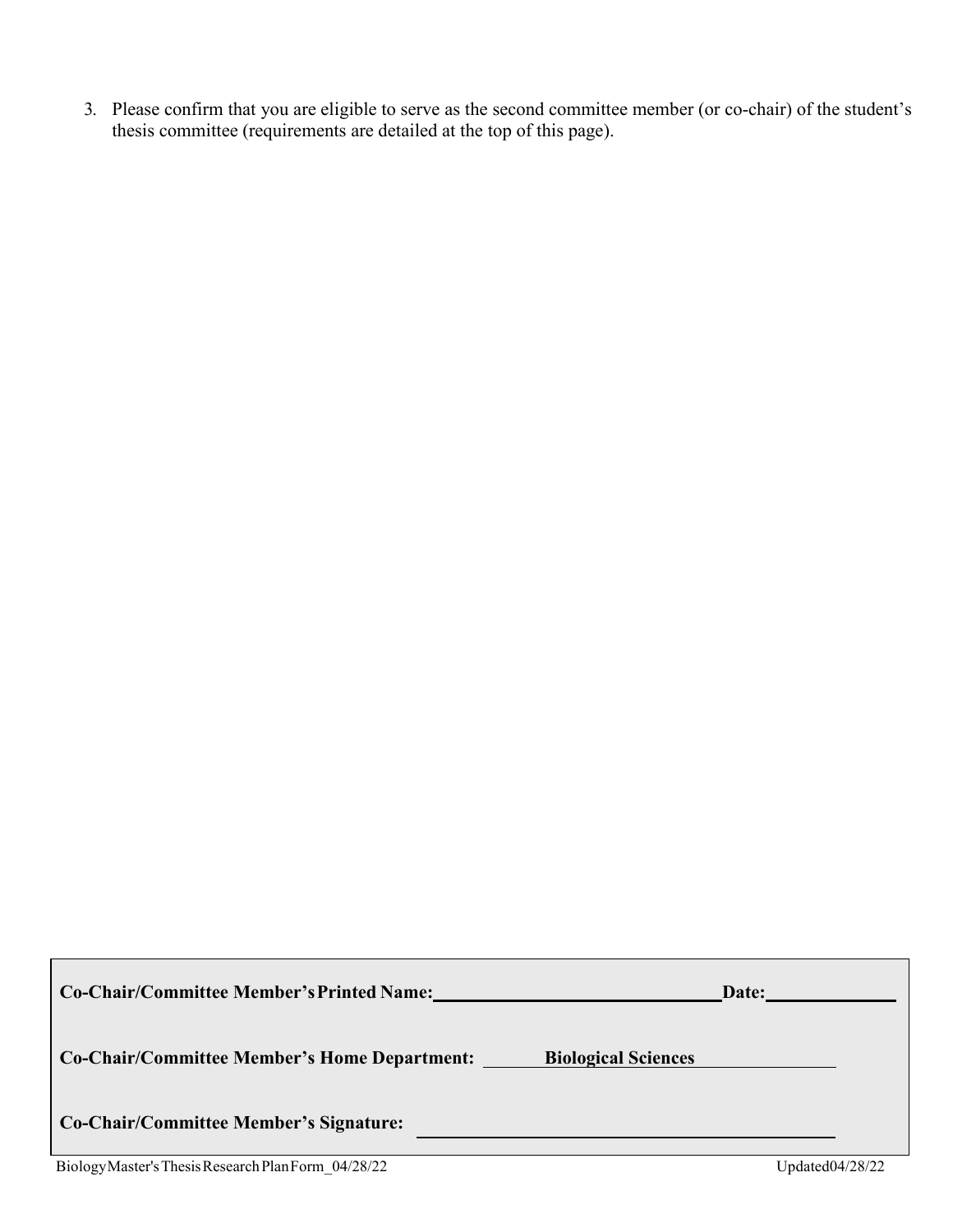3. Please confirm that you are eligible to serve as the second committee member (or co-chair) of the student's thesis committee (requirements are detailed at the top of this page).

**Co-Chair/Committee Member's Printed Name:**\_\_\_\_\_\_\_\_\_\_\_\_\_\_\_\_\_\_\_\_\_\_\_\_\_\_\_\_\_\_ **Date:**\_\_\_\_\_\_\_\_\_\_\_\_

**Co-Chair/Committee Member's Home Department:** **Biological Sciences**

**Co-Chair/Committee Member's Signature:** \_\_\_\_\_\_\_\_\_\_\_\_\_\_\_\_\_\_\_\_\_\_\_\_\_\_\_\_\_\_\_\_\_\_\_\_\_\_\_\_